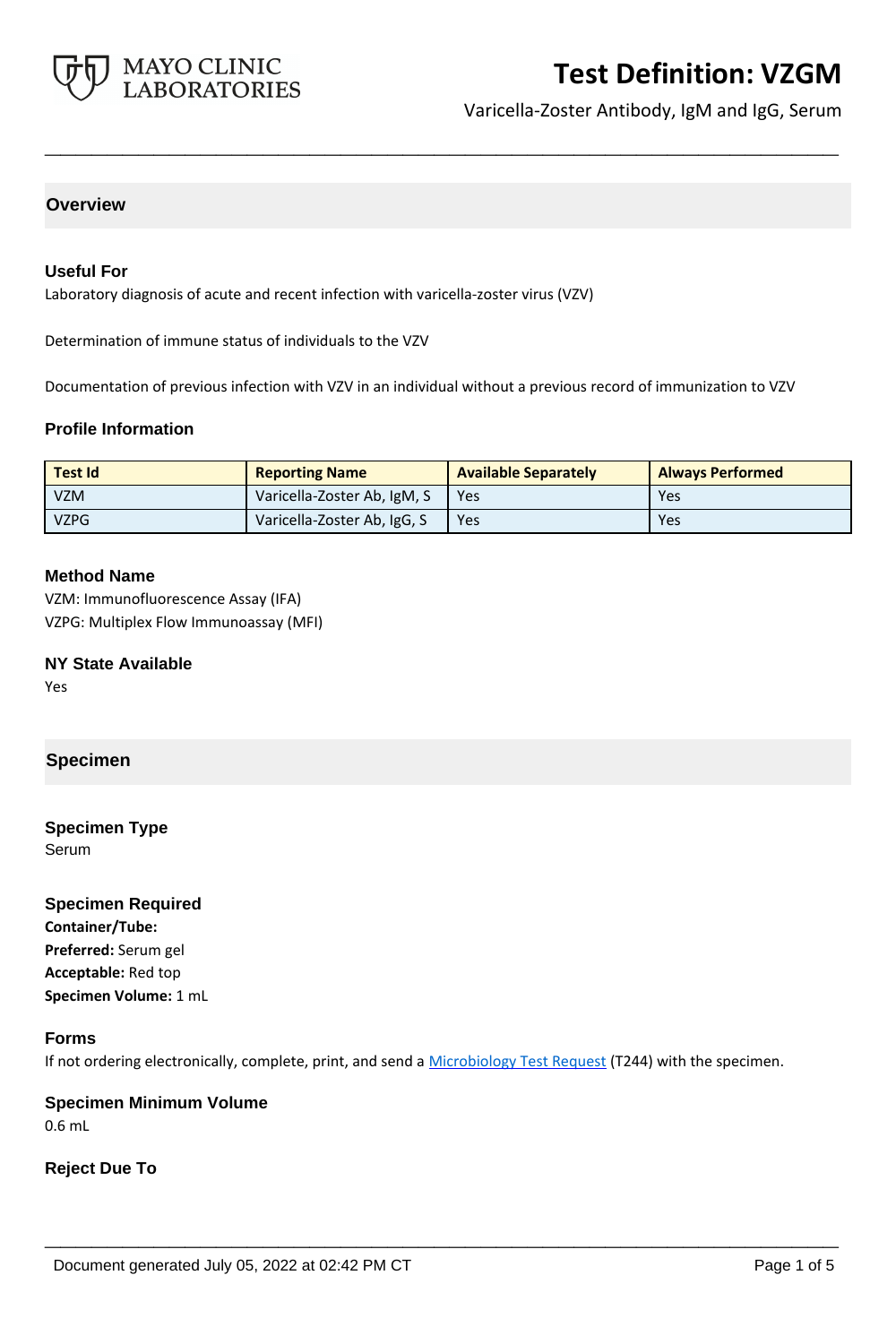# Test Definition: VZGM

Varicella-Zoster Antibody, IgM and IgG, Serum

## Overview

### Useful For

Laboratory diagnosis of acute and recent infection with varicella-zoster virus (VZV)

Determination of immune status of individuals to the VZV

Documentation of previous infection with VZV in an individual without a previous record of immunization to VZV

### Profile Information

| Test Id | Reporting Name | Available Separately | Always Performed |
|---|---|---|---|
| VZM | Varicella-Zoster Ab, IgM, S | Yes | Yes |
| VZPG | Varicella-Zoster Ab, IgG, S | Yes | Yes |

### Method Name

VZM: Immunofluorescence Assay (IFA)
VZPG: Multiplex Flow Immunoassay (MFI)

### NY State Available

Yes

## Specimen

### Specimen Type

Serum

### Specimen Required

**Container/Tube:**
**Preferred:** Serum gel
**Acceptable:** Red top
**Specimen Volume:** 1 mL

### Forms

If not ordering electronically, complete, print, and send a Microbiology Test Request (T244) with the specimen.

### Specimen Minimum Volume

0.6 mL

### Reject Due To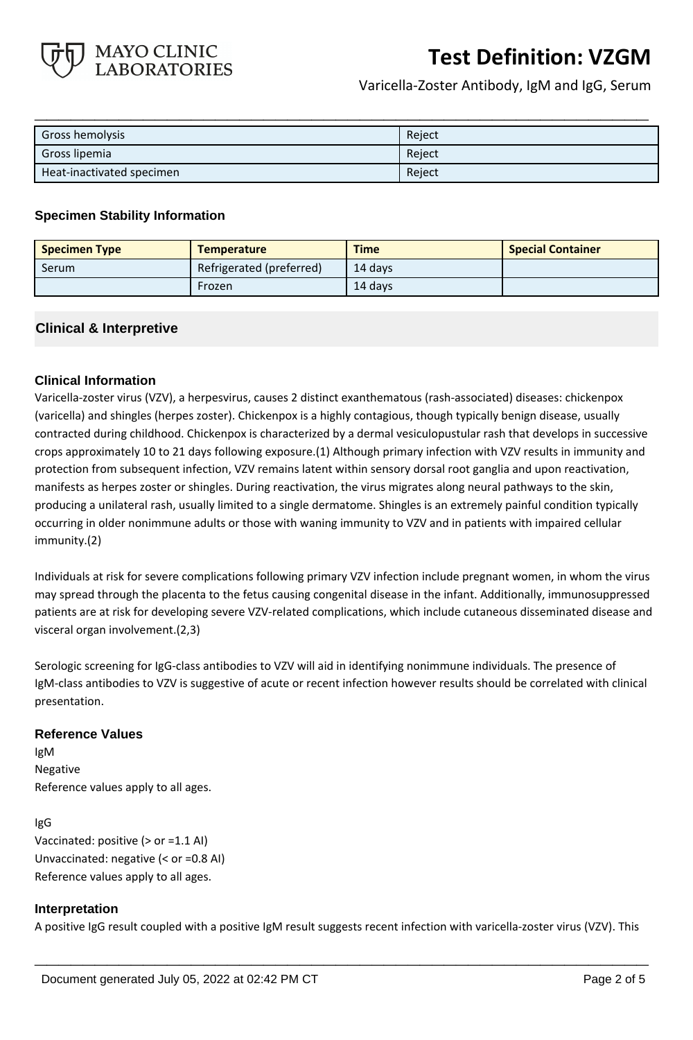| Gross hemolysis | Reject |
|---|---|
| Gross lipemia | Reject |
| Heat-inactivated specimen | Reject |

### Specimen Stability Information

| Specimen Type | Temperature | Time | Special Container |
|---|---|---|---|
| Serum | Refrigerated (preferred) | 14 days | |
| | Frozen | 14 days | |

## Clinical & Interpretive

### Clinical Information

Varicella-zoster virus (VZV), a herpesvirus, causes 2 distinct exanthematous (rash-associated) diseases: chickenpox (varicella) and shingles (herpes zoster). Chickenpox is a highly contagious, though typically benign disease, usually contracted during childhood. Chickenpox is characterized by a dermal vesiculopustular rash that develops in successive crops approximately 10 to 21 days following exposure.(1) Although primary infection with VZV results in immunity and protection from subsequent infection, VZV remains latent within sensory dorsal root ganglia and upon reactivation, manifests as herpes zoster or shingles. During reactivation, the virus migrates along neural pathways to the skin, producing a unilateral rash, usually limited to a single dermatome. Shingles is an extremely painful condition typically occurring in older nonimmune adults or those with waning immunity to VZV and in patients with impaired cellular immunity.(2)

Individuals at risk for severe complications following primary VZV infection include pregnant women, in whom the virus may spread through the placenta to the fetus causing congenital disease in the infant. Additionally, immunosuppressed patients are at risk for developing severe VZV-related complications, which include cutaneous disseminated disease and visceral organ involvement.(2,3)

Serologic screening for IgG-class antibodies to VZV will aid in identifying nonimmune individuals. The presence of IgM-class antibodies to VZV is suggestive of acute or recent infection however results should be correlated with clinical presentation.

### Reference Values

IgM
Negative
Reference values apply to all ages.

IgG
Vaccinated: positive (> or =1.1 AI)
Unvaccinated: negative (< or =0.8 AI)
Reference values apply to all ages.

### Interpretation

A positive IgG result coupled with a positive IgM result suggests recent infection with varicella-zoster virus (VZV). This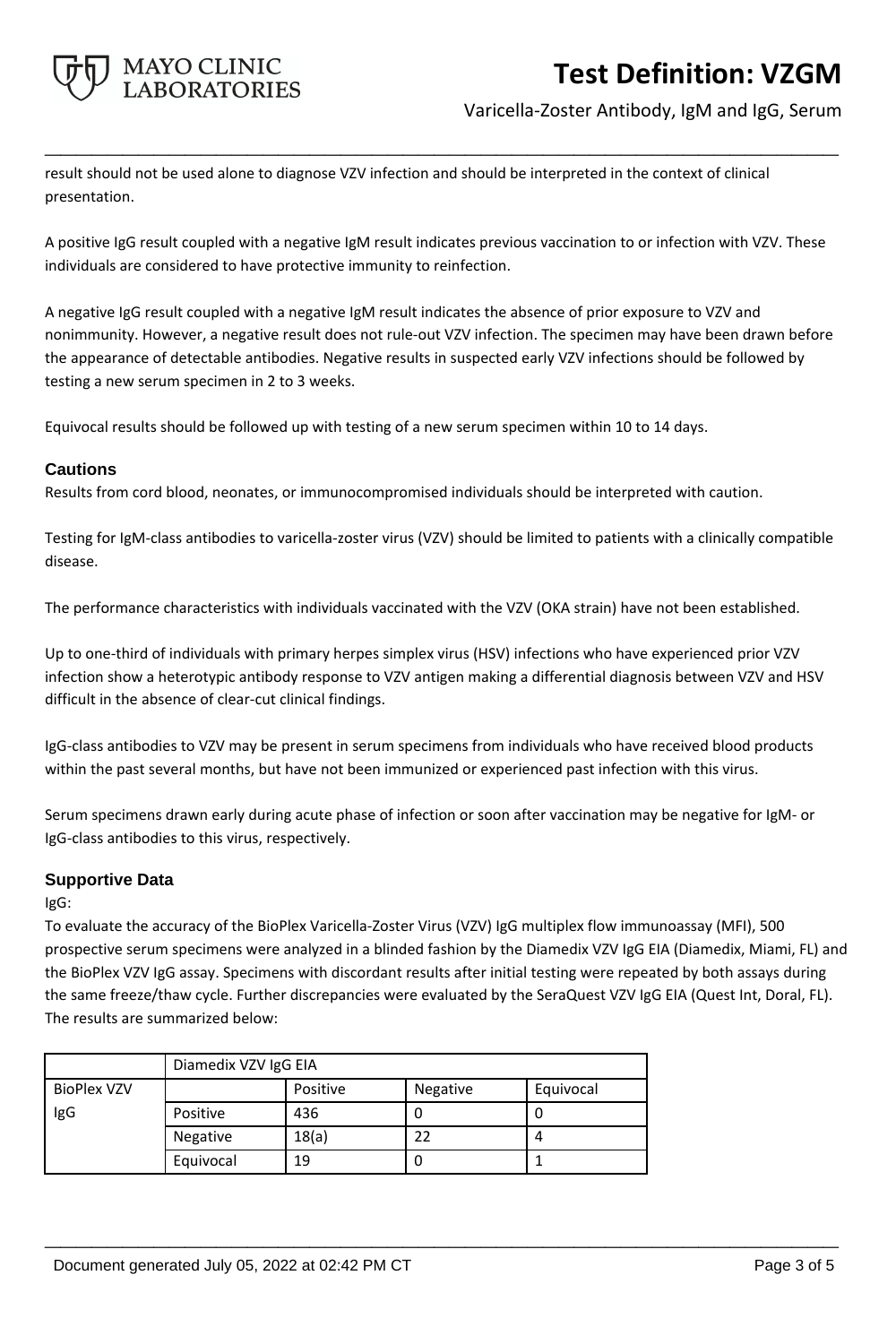result should not be used alone to diagnose VZV infection and should be interpreted in the context of clinical presentation.

A positive IgG result coupled with a negative IgM result indicates previous vaccination to or infection with VZV. These individuals are considered to have protective immunity to reinfection.

A negative IgG result coupled with a negative IgM result indicates the absence of prior exposure to VZV and nonimmunity. However, a negative result does not rule-out VZV infection. The specimen may have been drawn before the appearance of detectable antibodies. Negative results in suspected early VZV infections should be followed by testing a new serum specimen in 2 to 3 weeks.

Equivocal results should be followed up with testing of a new serum specimen within 10 to 14 days.

## Cautions

Results from cord blood, neonates, or immunocompromised individuals should be interpreted with caution.

Testing for IgM-class antibodies to varicella-zoster virus (VZV) should be limited to patients with a clinically compatible disease.

The performance characteristics with individuals vaccinated with the VZV (OKA strain) have not been established.

Up to one-third of individuals with primary herpes simplex virus (HSV) infections who have experienced prior VZV infection show a heterotypic antibody response to VZV antigen making a differential diagnosis between VZV and HSV difficult in the absence of clear-cut clinical findings.

IgG-class antibodies to VZV may be present in serum specimens from individuals who have received blood products within the past several months, but have not been immunized or experienced past infection with this virus.

Serum specimens drawn early during acute phase of infection or soon after vaccination may be negative for IgM- or IgG-class antibodies to this virus, respectively.

## Supportive Data

IgG:

To evaluate the accuracy of the BioPlex Varicella-Zoster Virus (VZV) IgG multiplex flow immunoassay (MFI), 500 prospective serum specimens were analyzed in a blinded fashion by the Diamedix VZV IgG EIA (Diamedix, Miami, FL) and the BioPlex VZV IgG assay. Specimens with discordant results after initial testing were repeated by both assays during the same freeze/thaw cycle. Further discrepancies were evaluated by the SeraQuest VZV IgG EIA (Quest Int, Doral, FL). The results are summarized below:

| | Diamedix VZV IgG EIA | | | |
|---|---|---|---|---|
| BioPlex VZV IgG | | Positive | Negative | Equivocal |
| | Positive | 436 | 0 | 0 |
| | Negative | 18(a) | 22 | 4 |
| | Equivocal | 19 | 0 | 1 |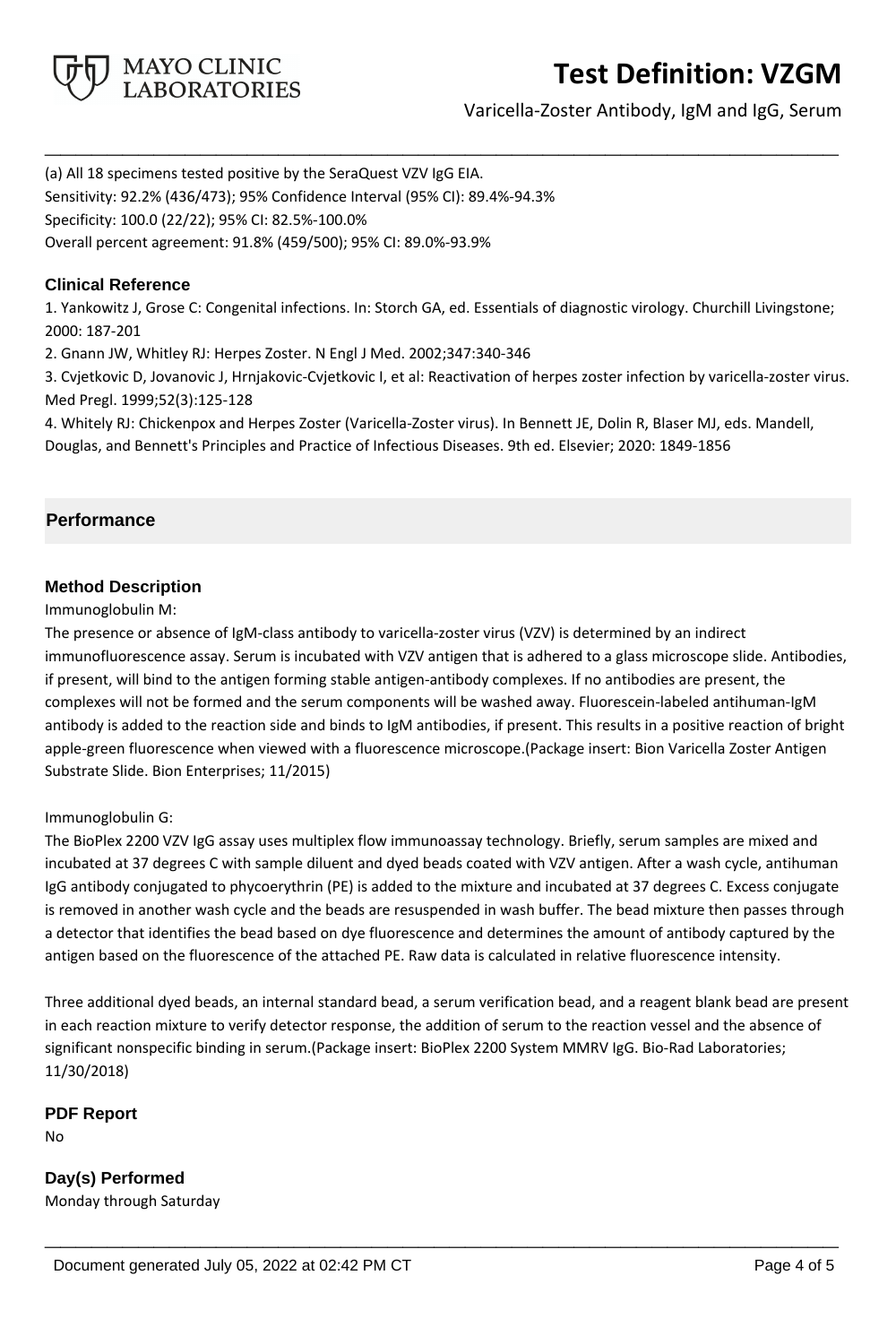(a) All 18 specimens tested positive by the SeraQuest VZV IgG EIA.
Sensitivity: 92.2% (436/473); 95% Confidence Interval (95% CI): 89.4%-94.3%
Specificity: 100.0 (22/22); 95% CI: 82.5%-100.0%
Overall percent agreement: 91.8% (459/500); 95% CI: 89.0%-93.9%

### Clinical Reference

1. Yankowitz J, Grose C: Congenital infections. In: Storch GA, ed. Essentials of diagnostic virology. Churchill Livingstone; 2000: 187-201
2. Gnann JW, Whitley RJ: Herpes Zoster. N Engl J Med. 2002;347:340-346
3. Cvjetkovic D, Jovanovic J, Hrnjakovic-Cvjetkovic I, et al: Reactivation of herpes zoster infection by varicella-zoster virus. Med Pregl. 1999;52(3):125-128
4. Whitely RJ: Chickenpox and Herpes Zoster (Varicella-Zoster virus). In Bennett JE, Dolin R, Blaser MJ, eds. Mandell, Douglas, and Bennett's Principles and Practice of Infectious Diseases. 9th ed. Elsevier; 2020: 1849-1856

## Performance

### Method Description

Immunoglobulin M:

The presence or absence of IgM-class antibody to varicella-zoster virus (VZV) is determined by an indirect immunofluorescence assay. Serum is incubated with VZV antigen that is adhered to a glass microscope slide. Antibodies, if present, will bind to the antigen forming stable antigen-antibody complexes. If no antibodies are present, the complexes will not be formed and the serum components will be washed away. Fluorescein-labeled antihuman-IgM antibody is added to the reaction side and binds to IgM antibodies, if present. This results in a positive reaction of bright apple-green fluorescence when viewed with a fluorescence microscope.(Package insert: Bion Varicella Zoster Antigen Substrate Slide. Bion Enterprises; 11/2015)

Immunoglobulin G:

The BioPlex 2200 VZV IgG assay uses multiplex flow immunoassay technology. Briefly, serum samples are mixed and incubated at 37 degrees C with sample diluent and dyed beads coated with VZV antigen. After a wash cycle, antihuman IgG antibody conjugated to phycoerythrin (PE) is added to the mixture and incubated at 37 degrees C. Excess conjugate is removed in another wash cycle and the beads are resuspended in wash buffer. The bead mixture then passes through a detector that identifies the bead based on dye fluorescence and determines the amount of antibody captured by the antigen based on the fluorescence of the attached PE. Raw data is calculated in relative fluorescence intensity.

Three additional dyed beads, an internal standard bead, a serum verification bead, and a reagent blank bead are present in each reaction mixture to verify detector response, the addition of serum to the reaction vessel and the absence of significant nonspecific binding in serum.(Package insert: BioPlex 2200 System MMRV IgG. Bio-Rad Laboratories; 11/30/2018)

### PDF Report

No

### Day(s) Performed

Monday through Saturday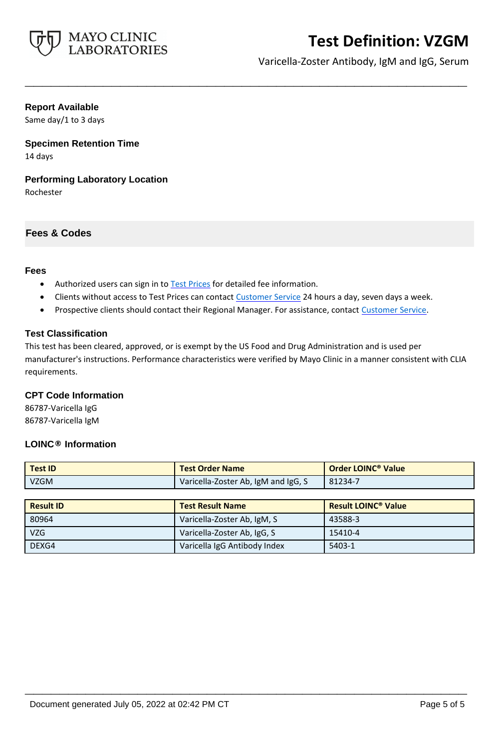## Report Available

Same day/1 to 3 days

## Specimen Retention Time

14 days

## Performing Laboratory Location

Rochester

# Fees & Codes

## Fees

- Authorized users can sign in to Test Prices for detailed fee information.
- Clients without access to Test Prices can contact Customer Service 24 hours a day, seven days a week.
- Prospective clients should contact their Regional Manager. For assistance, contact Customer Service.

## Test Classification

This test has been cleared, approved, or is exempt by the US Food and Drug Administration and is used per manufacturer's instructions. Performance characteristics were verified by Mayo Clinic in a manner consistent with CLIA requirements.

## CPT Code Information

86787-Varicella IgG
86787-Varicella IgM

## LOINC® Information

| Test ID | Test Order Name | Order LOINC® Value |
|---|---|---|
| VZGM | Varicella-Zoster Ab, IgM and IgG, S | 81234-7 |

| Result ID | Test Result Name | Result LOINC® Value |
|---|---|---|
| 80964 | Varicella-Zoster Ab, IgM, S | 43588-3 |
| VZG | Varicella-Zoster Ab, IgG, S | 15410-4 |
| DEXG4 | Varicella IgG Antibody Index | 5403-1 |